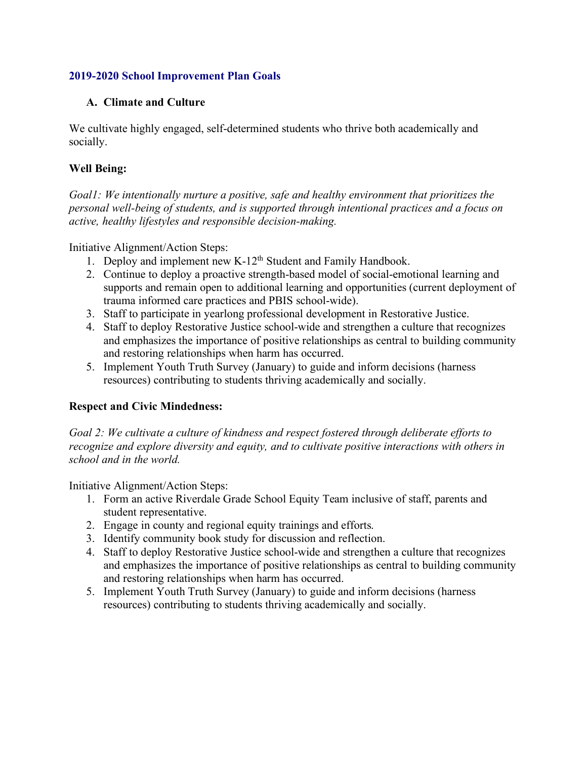## 2019-2020 School Improvement Plan Goals

### A. Climate and Culture

We cultivate highly engaged, self-determined students who thrive both academically and socially.

**Well Being:**

*Goal1: We intentionally nurture a positive, safe and healthy environment that prioritizes the personal well-being of students, and is supported through intentional practices and a focus on active, healthy lifestyles and responsible decision-making.*

Initiative Alignment/Action Steps:

1. Deploy and implement new K-12th Student and Family Handbook.
2. Continue to deploy a proactive strength-based model of social-emotional learning and supports and remain open to additional learning and opportunities (current deployment of trauma informed care practices and PBIS school-wide).
3. Staff to participate in yearlong professional development in Restorative Justice.
4. Staff to deploy Restorative Justice school-wide and strengthen a culture that recognizes and emphasizes the importance of positive relationships as central to building community and restoring relationships when harm has occurred.
5. Implement Youth Truth Survey (January) to guide and inform decisions (harness resources) contributing to students thriving academically and socially.

**Respect and Civic Mindedness:**

*Goal 2: We cultivate a culture of kindness and respect fostered through deliberate efforts to recognize and explore diversity and equity, and to cultivate positive interactions with others in school and in the world.*

Initiative Alignment/Action Steps:

1. Form an active Riverdale Grade School Equity Team inclusive of staff, parents and student representative.
2. Engage in county and regional equity trainings and efforts.
3. Identify community book study for discussion and reflection.
4. Staff to deploy Restorative Justice school-wide and strengthen a culture that recognizes and emphasizes the importance of positive relationships as central to building community and restoring relationships when harm has occurred.
5. Implement Youth Truth Survey (January) to guide and inform decisions (harness resources) contributing to students thriving academically and socially.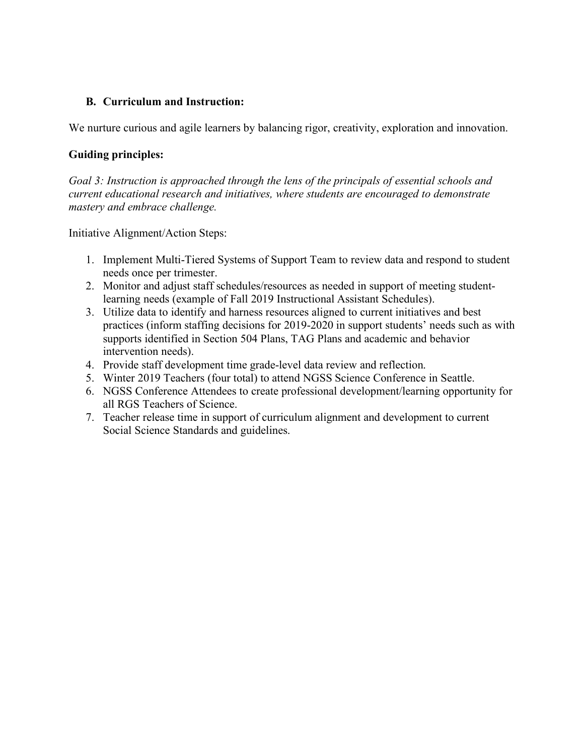### B. Curriculum and Instruction:

We nurture curious and agile learners by balancing rigor, creativity, exploration and innovation.

**Guiding principles:**

*Goal 3: Instruction is approached through the lens of the principals of essential schools and current educational research and initiatives, where students are encouraged to demonstrate mastery and embrace challenge.*

Initiative Alignment/Action Steps:

1. Implement Multi-Tiered Systems of Support Team to review data and respond to student needs once per trimester.
2. Monitor and adjust staff schedules/resources as needed in support of meeting student-learning needs (example of Fall 2019 Instructional Assistant Schedules).
3. Utilize data to identify and harness resources aligned to current initiatives and best practices (inform staffing decisions for 2019-2020 in support students' needs such as with supports identified in Section 504 Plans, TAG Plans and academic and behavior intervention needs).
4. Provide staff development time grade-level data review and reflection.
5. Winter 2019 Teachers (four total) to attend NGSS Science Conference in Seattle.
6. NGSS Conference Attendees to create professional development/learning opportunity for all RGS Teachers of Science.
7. Teacher release time in support of curriculum alignment and development to current Social Science Standards and guidelines.